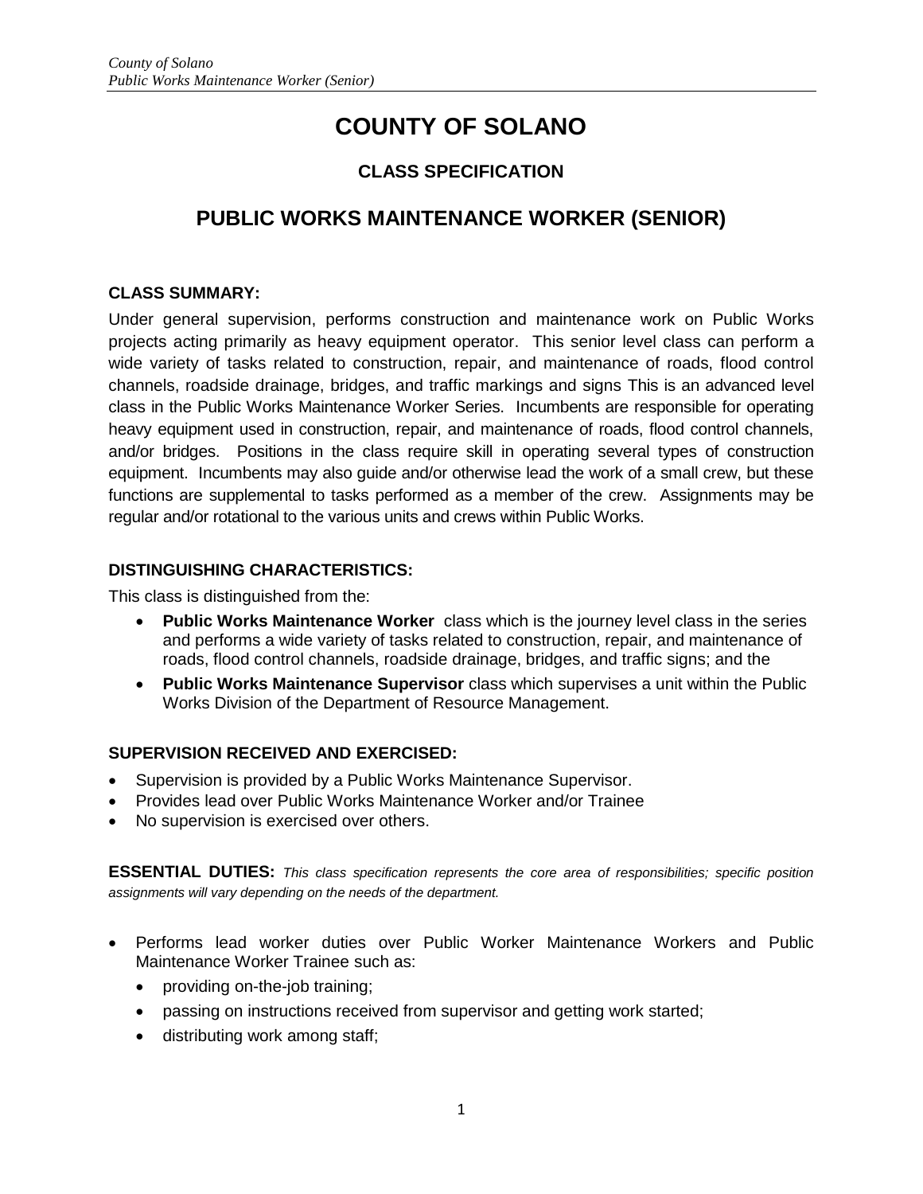# COUNTY OF SOLANO

## CLASS SPECIFICATION

## PUBLIC WORKS MAINTENANCE WORKER (SENIOR)

### CLASS SUMMARY:

Under general supervision, performs construction and maintenance work on Public Works projects acting primarily as heavy equipment operator. This senior level class can perform a wide variety of tasks related to construction, repair, and maintenance of roads, flood control channels, roadside drainage, bridges, and traffic markings and signs This is an advanced level class in the Public Works Maintenance Worker Series. Incumbents are responsible for operating heavy equipment used in construction, repair, and maintenance of roads, flood control channels, and/or bridges. Positions in the class require skill in operating several types of construction equipment. Incumbents may also guide and/or otherwise lead the work of a small crew, but these functions are supplemental to tasks performed as a member of the crew. Assignments may be regular and/or rotational to the various units and crews within Public Works.

### DISTINGUISHING CHARACTERISTICS:

This class is distinguished from the:

- **Public Works Maintenance Worker** class which is the journey level class in the series and performs a wide variety of tasks related to construction, repair, and maintenance of roads, flood control channels, roadside drainage, bridges, and traffic signs; and the
- **Public Works Maintenance Supervisor** class which supervises a unit within the Public Works Division of the Department of Resource Management.

### SUPERVISION RECEIVED AND EXERCISED:

- Supervision is provided by a Public Works Maintenance Supervisor.
- Provides lead over Public Works Maintenance Worker and/or Trainee
- No supervision is exercised over others.

**ESSENTIAL DUTIES:** *This class specification represents the core area of responsibilities; specific position assignments will vary depending on the needs of the department.*

- Performs lead worker duties over Public Worker Maintenance Workers and Public Maintenance Worker Trainee such as:
  - providing on-the-job training;
  - passing on instructions received from supervisor and getting work started;
  - distributing work among staff;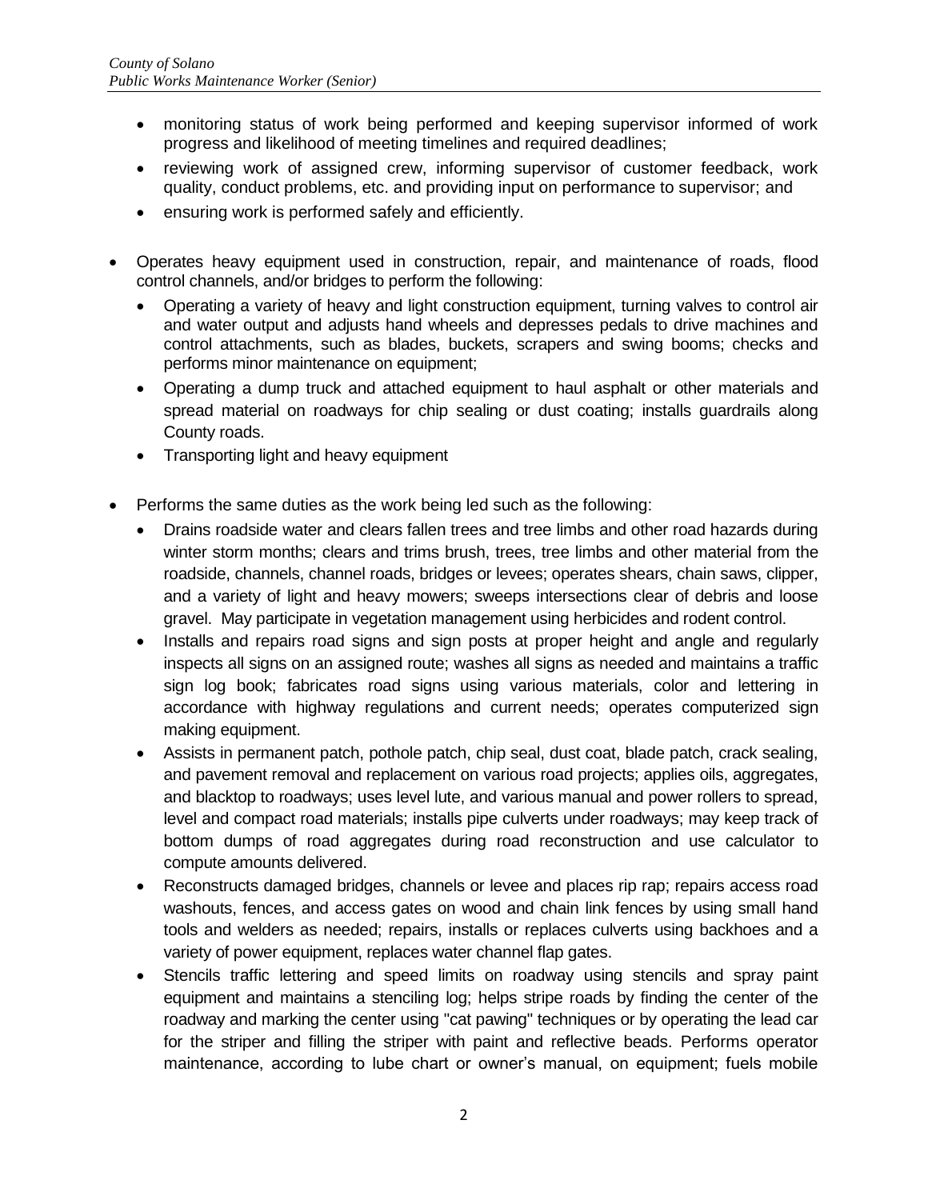- monitoring status of work being performed and keeping supervisor informed of work progress and likelihood of meeting timelines and required deadlines;
- reviewing work of assigned crew, informing supervisor of customer feedback, work quality, conduct problems, etc. and providing input on performance to supervisor; and
- ensuring work is performed safely and efficiently.

- Operates heavy equipment used in construction, repair, and maintenance of roads, flood control channels, and/or bridges to perform the following:
  - Operating a variety of heavy and light construction equipment, turning valves to control air and water output and adjusts hand wheels and depresses pedals to drive machines and control attachments, such as blades, buckets, scrapers and swing booms; checks and performs minor maintenance on equipment;
  - Operating a dump truck and attached equipment to haul asphalt or other materials and spread material on roadways for chip sealing or dust coating; installs guardrails along County roads.
  - Transporting light and heavy equipment

- Performs the same duties as the work being led such as the following:
  - Drains roadside water and clears fallen trees and tree limbs and other road hazards during winter storm months; clears and trims brush, trees, tree limbs and other material from the roadside, channels, channel roads, bridges or levees; operates shears, chain saws, clipper, and a variety of light and heavy mowers; sweeps intersections clear of debris and loose gravel. May participate in vegetation management using herbicides and rodent control.
  - Installs and repairs road signs and sign posts at proper height and angle and regularly inspects all signs on an assigned route; washes all signs as needed and maintains a traffic sign log book; fabricates road signs using various materials, color and lettering in accordance with highway regulations and current needs; operates computerized sign making equipment.
  - Assists in permanent patch, pothole patch, chip seal, dust coat, blade patch, crack sealing, and pavement removal and replacement on various road projects; applies oils, aggregates, and blacktop to roadways; uses level lute, and various manual and power rollers to spread, level and compact road materials; installs pipe culverts under roadways; may keep track of bottom dumps of road aggregates during road reconstruction and use calculator to compute amounts delivered.
  - Reconstructs damaged bridges, channels or levee and places rip rap; repairs access road washouts, fences, and access gates on wood and chain link fences by using small hand tools and welders as needed; repairs, installs or replaces culverts using backhoes and a variety of power equipment, replaces water channel flap gates.
  - Stencils traffic lettering and speed limits on roadway using stencils and spray paint equipment and maintains a stenciling log; helps stripe roads by finding the center of the roadway and marking the center using "cat pawing" techniques or by operating the lead car for the striper and filling the striper with paint and reflective beads. Performs operator maintenance, according to lube chart or owner's manual, on equipment; fuels mobile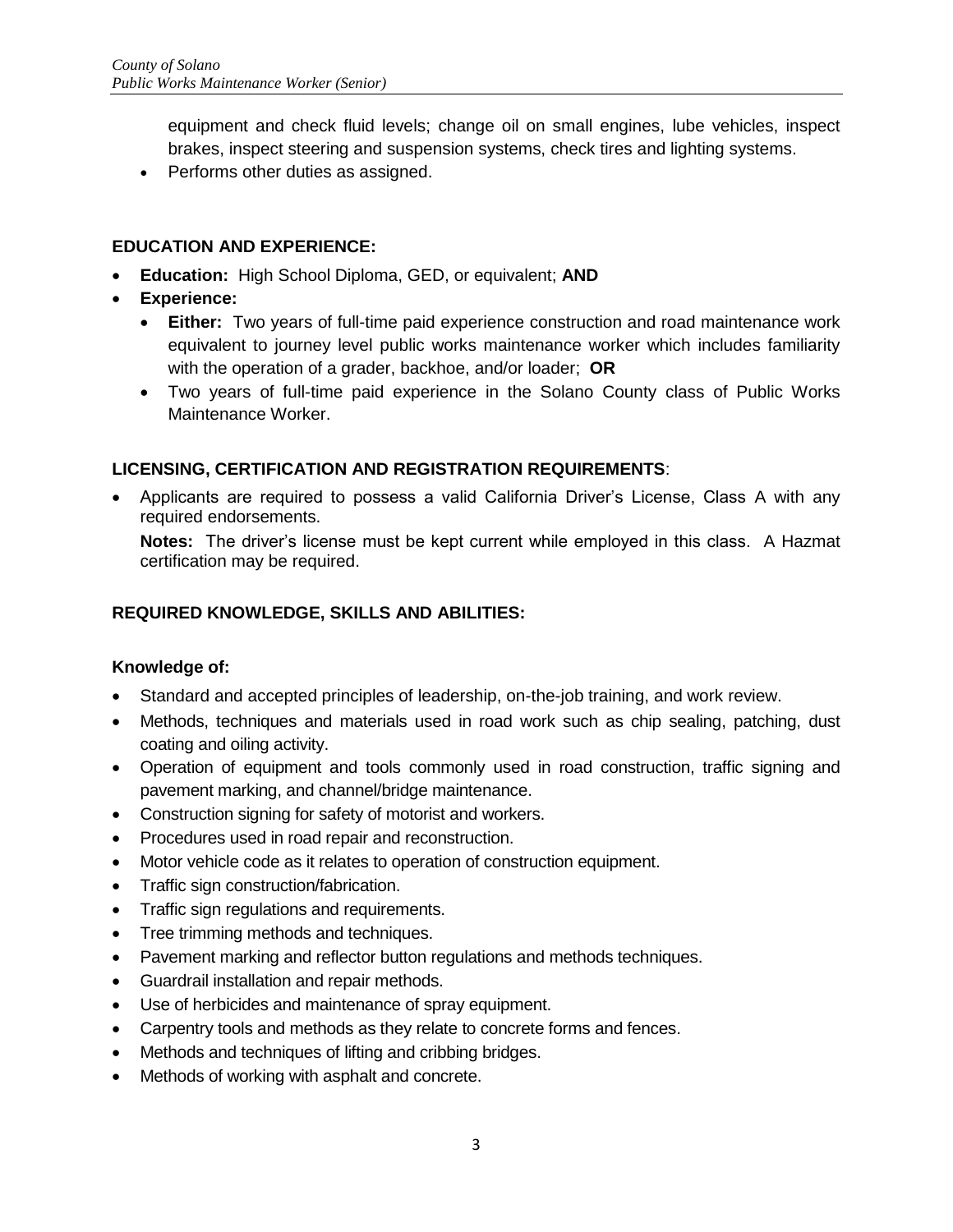equipment and check fluid levels; change oil on small engines, lube vehicles, inspect brakes, inspect steering and suspension systems, check tires and lighting systems.

- Performs other duties as assigned.

## EDUCATION AND EXPERIENCE:

- **Education:** High School Diploma, GED, or equivalent; **AND**
- **Experience:**
  - **Either:** Two years of full-time paid experience construction and road maintenance work equivalent to journey level public works maintenance worker which includes familiarity with the operation of a grader, backhoe, and/or loader; **OR**
  - Two years of full-time paid experience in the Solano County class of Public Works Maintenance Worker.

## LICENSING, CERTIFICATION AND REGISTRATION REQUIREMENTS:

- Applicants are required to possess a valid California Driver's License, Class A with any required endorsements.

  **Notes:** The driver's license must be kept current while employed in this class. A Hazmat certification may be required.

## REQUIRED KNOWLEDGE, SKILLS AND ABILITIES:

### Knowledge of:

- Standard and accepted principles of leadership, on-the-job training, and work review.
- Methods, techniques and materials used in road work such as chip sealing, patching, dust coating and oiling activity.
- Operation of equipment and tools commonly used in road construction, traffic signing and pavement marking, and channel/bridge maintenance.
- Construction signing for safety of motorist and workers.
- Procedures used in road repair and reconstruction.
- Motor vehicle code as it relates to operation of construction equipment.
- Traffic sign construction/fabrication.
- Traffic sign regulations and requirements.
- Tree trimming methods and techniques.
- Pavement marking and reflector button regulations and methods techniques.
- Guardrail installation and repair methods.
- Use of herbicides and maintenance of spray equipment.
- Carpentry tools and methods as they relate to concrete forms and fences.
- Methods and techniques of lifting and cribbing bridges.
- Methods of working with asphalt and concrete.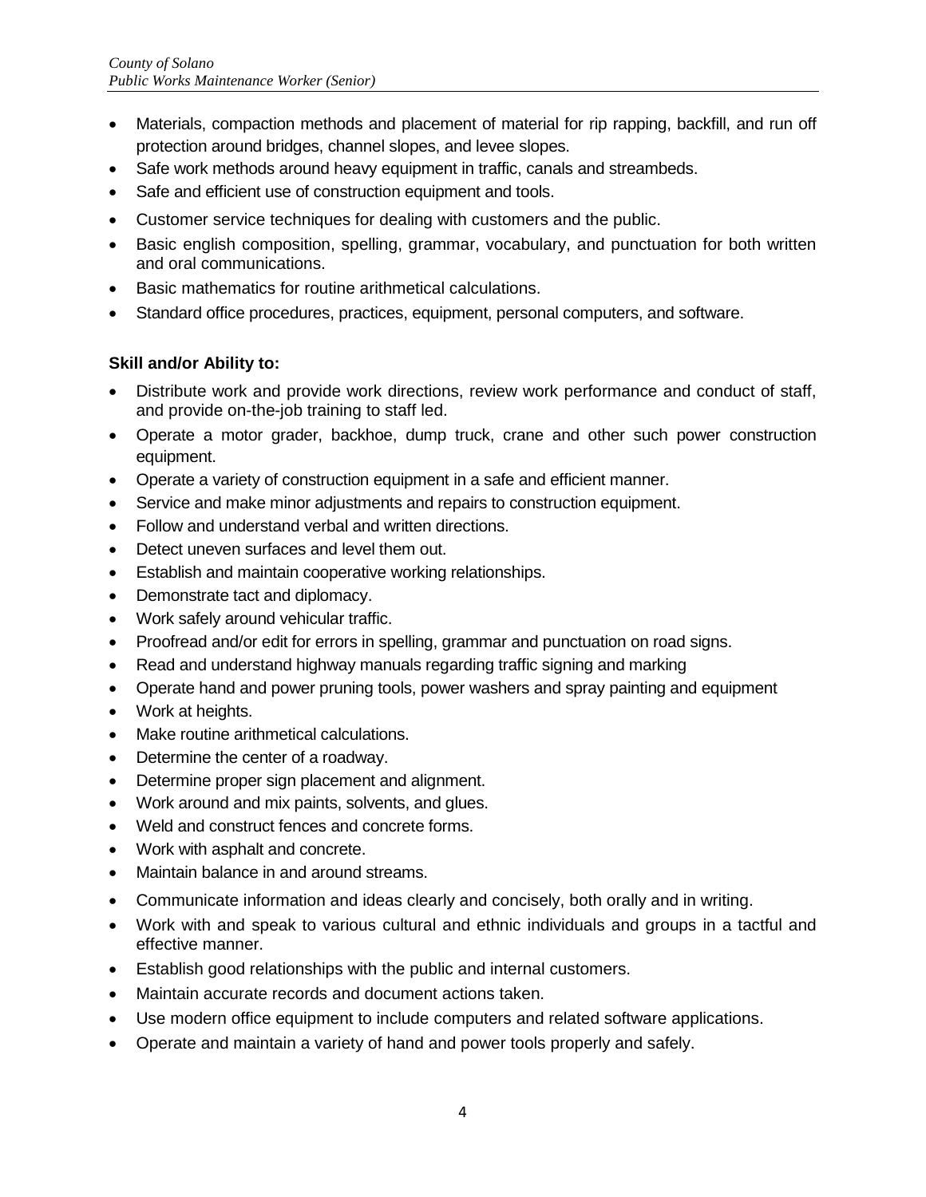- Materials, compaction methods and placement of material for rip rapping, backfill, and run off protection around bridges, channel slopes, and levee slopes.
- Safe work methods around heavy equipment in traffic, canals and streambeds.
- Safe and efficient use of construction equipment and tools.
- Customer service techniques for dealing with customers and the public.
- Basic english composition, spelling, grammar, vocabulary, and punctuation for both written and oral communications.
- Basic mathematics for routine arithmetical calculations.
- Standard office procedures, practices, equipment, personal computers, and software.

**Skill and/or Ability to:**

- Distribute work and provide work directions, review work performance and conduct of staff, and provide on-the-job training to staff led.
- Operate a motor grader, backhoe, dump truck, crane and other such power construction equipment.
- Operate a variety of construction equipment in a safe and efficient manner.
- Service and make minor adjustments and repairs to construction equipment.
- Follow and understand verbal and written directions.
- Detect uneven surfaces and level them out.
- Establish and maintain cooperative working relationships.
- Demonstrate tact and diplomacy.
- Work safely around vehicular traffic.
- Proofread and/or edit for errors in spelling, grammar and punctuation on road signs.
- Read and understand highway manuals regarding traffic signing and marking
- Operate hand and power pruning tools, power washers and spray painting and equipment
- Work at heights.
- Make routine arithmetical calculations.
- Determine the center of a roadway.
- Determine proper sign placement and alignment.
- Work around and mix paints, solvents, and glues.
- Weld and construct fences and concrete forms.
- Work with asphalt and concrete.
- Maintain balance in and around streams.
- Communicate information and ideas clearly and concisely, both orally and in writing.
- Work with and speak to various cultural and ethnic individuals and groups in a tactful and effective manner.
- Establish good relationships with the public and internal customers.
- Maintain accurate records and document actions taken.
- Use modern office equipment to include computers and related software applications.
- Operate and maintain a variety of hand and power tools properly and safely.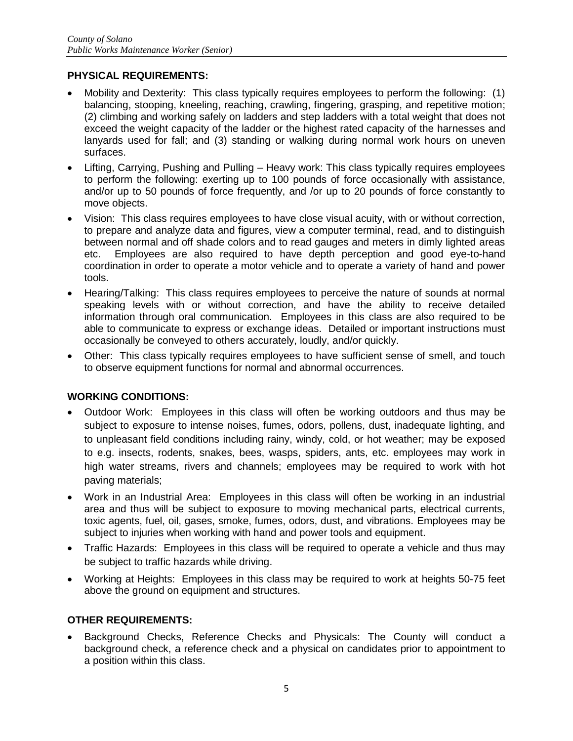## PHYSICAL REQUIREMENTS:

- Mobility and Dexterity: This class typically requires employees to perform the following: (1) balancing, stooping, kneeling, reaching, crawling, fingering, grasping, and repetitive motion; (2) climbing and working safely on ladders and step ladders with a total weight that does not exceed the weight capacity of the ladder or the highest rated capacity of the harnesses and lanyards used for fall; and (3) standing or walking during normal work hours on uneven surfaces.
- Lifting, Carrying, Pushing and Pulling – Heavy work: This class typically requires employees to perform the following: exerting up to 100 pounds of force occasionally with assistance, and/or up to 50 pounds of force frequently, and /or up to 20 pounds of force constantly to move objects.
- Vision: This class requires employees to have close visual acuity, with or without correction, to prepare and analyze data and figures, view a computer terminal, read, and to distinguish between normal and off shade colors and to read gauges and meters in dimly lighted areas etc. Employees are also required to have depth perception and good eye-to-hand coordination in order to operate a motor vehicle and to operate a variety of hand and power tools.
- Hearing/Talking: This class requires employees to perceive the nature of sounds at normal speaking levels with or without correction, and have the ability to receive detailed information through oral communication. Employees in this class are also required to be able to communicate to express or exchange ideas. Detailed or important instructions must occasionally be conveyed to others accurately, loudly, and/or quickly.
- Other: This class typically requires employees to have sufficient sense of smell, and touch to observe equipment functions for normal and abnormal occurrences.

## WORKING CONDITIONS:

- Outdoor Work: Employees in this class will often be working outdoors and thus may be subject to exposure to intense noises, fumes, odors, pollens, dust, inadequate lighting, and to unpleasant field conditions including rainy, windy, cold, or hot weather; may be exposed to e.g. insects, rodents, snakes, bees, wasps, spiders, ants, etc. employees may work in high water streams, rivers and channels; employees may be required to work with hot paving materials;
- Work in an Industrial Area: Employees in this class will often be working in an industrial area and thus will be subject to exposure to moving mechanical parts, electrical currents, toxic agents, fuel, oil, gases, smoke, fumes, odors, dust, and vibrations. Employees may be subject to injuries when working with hand and power tools and equipment.
- Traffic Hazards: Employees in this class will be required to operate a vehicle and thus may be subject to traffic hazards while driving.
- Working at Heights: Employees in this class may be required to work at heights 50-75 feet above the ground on equipment and structures.

## OTHER REQUIREMENTS:

- Background Checks, Reference Checks and Physicals: The County will conduct a background check, a reference check and a physical on candidates prior to appointment to a position within this class.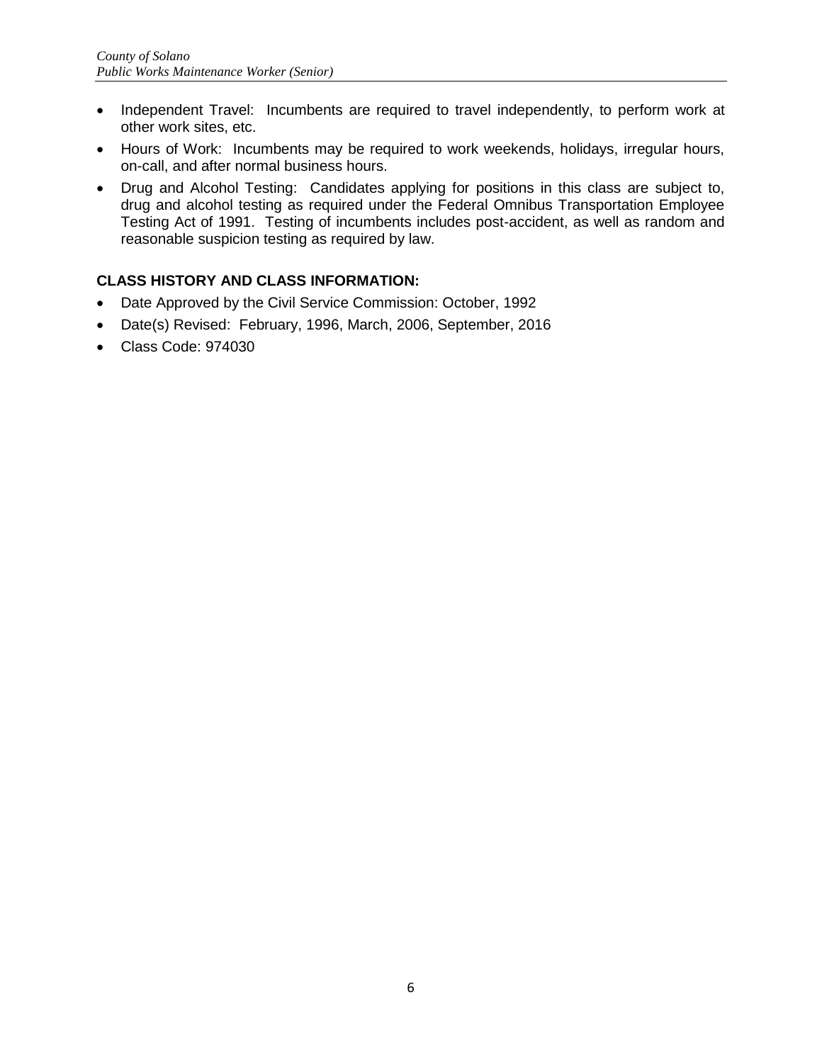- Independent Travel: Incumbents are required to travel independently, to perform work at other work sites, etc.
- Hours of Work: Incumbents may be required to work weekends, holidays, irregular hours, on-call, and after normal business hours.
- Drug and Alcohol Testing: Candidates applying for positions in this class are subject to, drug and alcohol testing as required under the Federal Omnibus Transportation Employee Testing Act of 1991. Testing of incumbents includes post-accident, as well as random and reasonable suspicion testing as required by law.

**CLASS HISTORY AND CLASS INFORMATION:**

- Date Approved by the Civil Service Commission: October, 1992
- Date(s) Revised: February, 1996, March, 2006, September, 2016
- Class Code: 974030